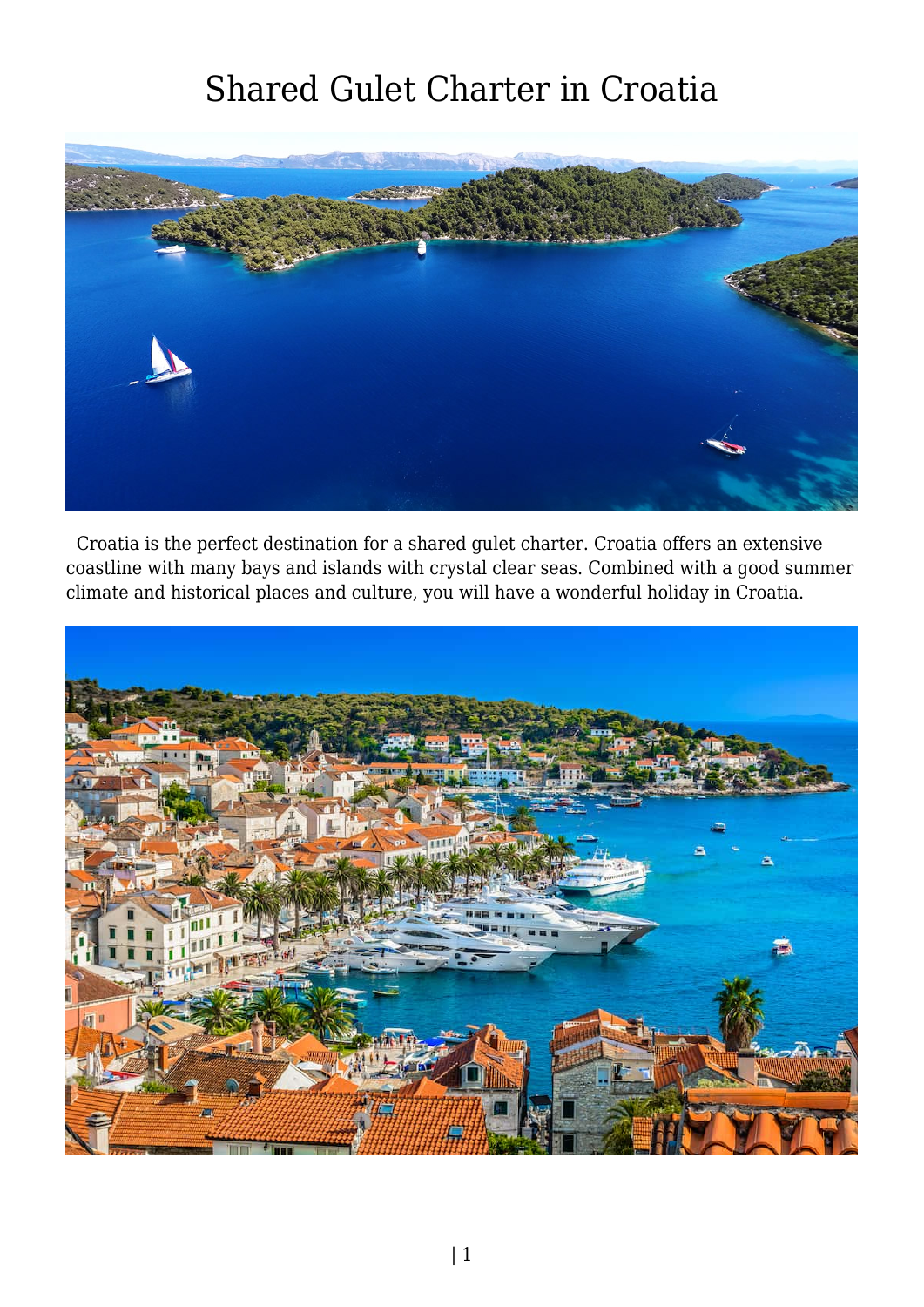# Shared Gulet Charter in Croatia

Croatia is the perfect destination for a shared gulet charter. Croatia offers an extensive coastline with many bays and islands with crystal clear seas. Combined with a good summer climate and historical places and culture, you will have a wonderful holiday in Croatia.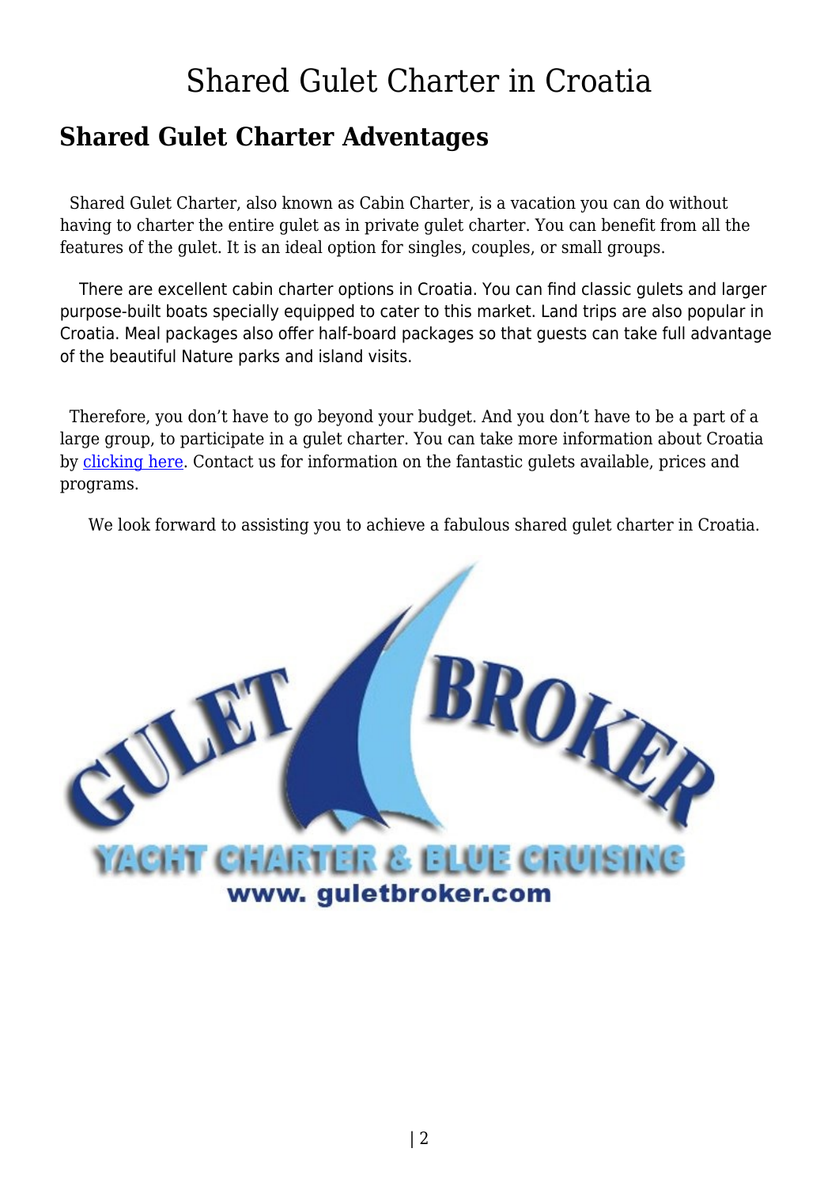# Shared Gulet Charter in Croatia

## Shared Gulet Charter Adventages

Shared Gulet Charter, also known as Cabin Charter, is a vacation you can do without having to charter the entire gulet as in private gulet charter. You can benefit from all the features of the gulet. It is an ideal option for singles, couples, or small groups.

There are excellent cabin charter options in Croatia. You can find classic gulets and larger purpose-built boats specially equipped to cater to this market. Land trips are also popular in Croatia. Meal packages also offer half-board packages so that guests can take full advantage of the beautiful Nature parks and island visits.

Therefore, you don't have to go beyond your budget. And you don't have to be a part of a large group, to participate in a gulet charter. You can take more information about Croatia by clicking here. Contact us for information on the fantastic gulets available, prices and programs.

We look forward to assisting you to achieve a fabulous shared gulet charter in Croatia.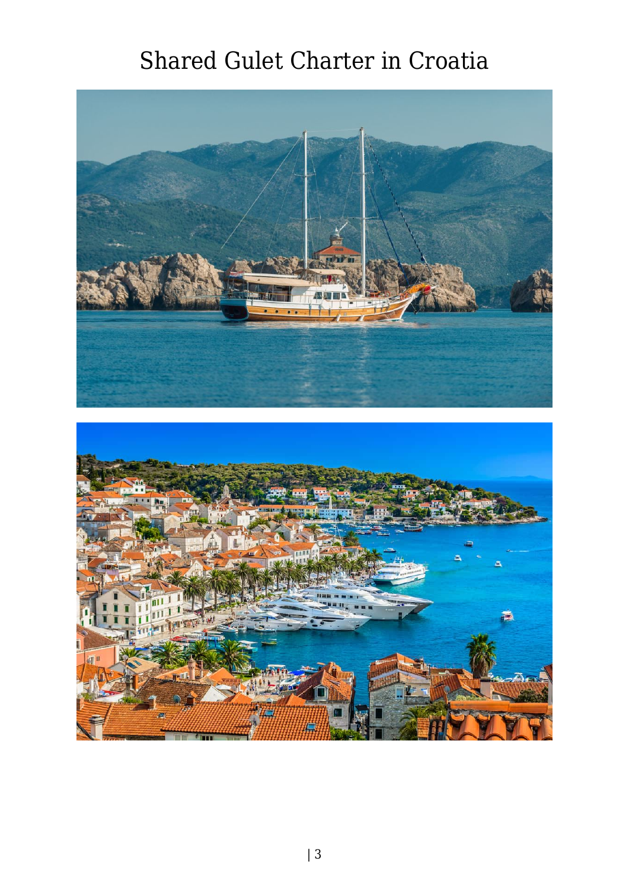# Shared Gulet Charter in Croatia